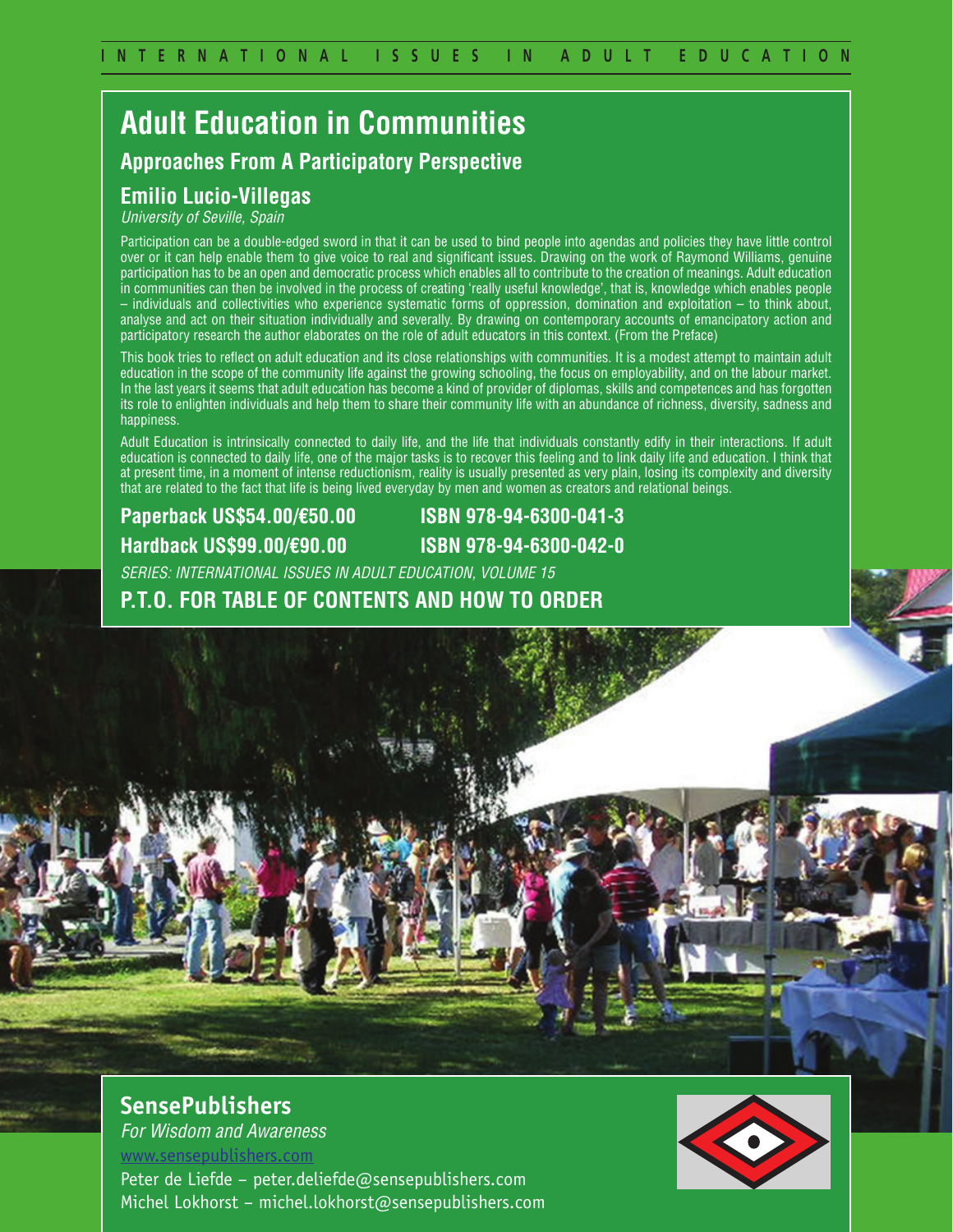INTERNATIONAL ISSUES IN ADULT EDUCATION

# Adult Education in Communities

## Approaches From A Participatory Perspective

### Emilio Lucio-Villegas

*University of Seville, Spain*

Participation can be a double-edged sword in that it can be used to bind people into agendas and policies they have little control over or it can help enable them to give voice to real and significant issues. Drawing on the work of Raymond Williams, genuine participation has to be an open and democratic process which enables all to contribute to the creation of meanings. Adult education in communities can then be involved in the process of creating 'really useful knowledge', that is, knowledge which enables people – individuals and collectivities who experience systematic forms of oppression, domination and exploitation – to think about, analyse and act on their situation individually and severally. By drawing on contemporary accounts of emancipatory action and participatory research the author elaborates on the role of adult educators in this context. (From the Preface)

This book tries to reflect on adult education and its close relationships with communities. It is a modest attempt to maintain adult education in the scope of the community life against the growing schooling, the focus on employability, and on the labour market. In the last years it seems that adult education has become a kind of provider of diplomas, skills and competences and has forgotten its role to enlighten individuals and help them to share their community life with an abundance of richness, diversity, sadness and happiness.

Adult Education is intrinsically connected to daily life, and the life that individuals constantly edify in their interactions. If adult education is connected to daily life, one of the major tasks is to recover this feeling and to link daily life and education. I think that at present time, in a moment of intense reductionism, reality is usually presented as very plain, losing its complexity and diversity that are related to the fact that life is being lived everyday by men and women as creators and relational beings.

**Paperback US$54.00/€50.00** **ISBN 978-94-6300-041-3**

**Hardback US$99.00/€90.00** **ISBN 978-94-6300-042-0**

*SERIES: INTERNATIONAL ISSUES IN ADULT EDUCATION, VOLUME 15*

**P.T.O. FOR TABLE OF CONTENTS AND HOW TO ORDER**

**SensePublishers**

*For Wisdom and Awareness*

www.sensepublishers.com

Peter de Liefde – peter.deliefde@sensepublishers.com

Michel Lokhorst – michel.lokhorst@sensepublishers.com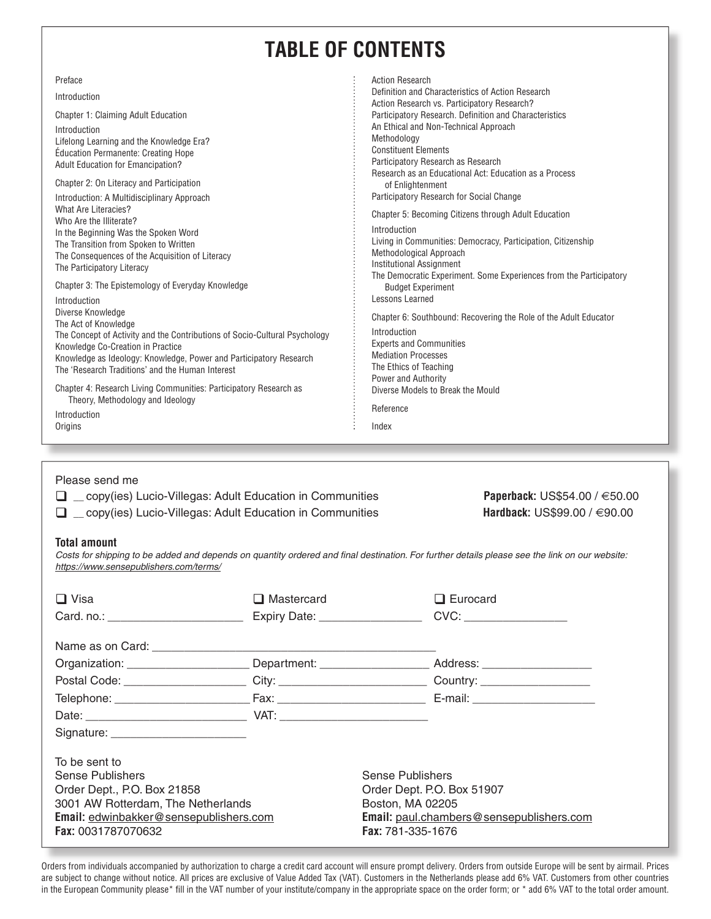# TABLE OF CONTENTS

Preface

Introduction

Chapter 1: Claiming Adult Education

Introduction
Lifelong Learning and the Knowledge Era?
Éducation Permanente: Creating Hope
Adult Education for Emancipation?

Chapter 2: On Literacy and Participation

Introduction: A Multidisciplinary Approach
What Are Literacies?
Who Are the Illiterate?
In the Beginning Was the Spoken Word
The Transition from Spoken to Written
The Consequences of the Acquisition of Literacy
The Participatory Literacy

Chapter 3: The Epistemology of Everyday Knowledge

Introduction
Diverse Knowledge
The Act of Knowledge
The Concept of Activity and the Contributions of Socio-Cultural Psychology
Knowledge Co-Creation in Practice
Knowledge as Ideology: Knowledge, Power and Participatory Research
The 'Research Traditions' and the Human Interest

Chapter 4: Research Living Communities: Participatory Research as Theory, Methodology and Ideology

Introduction
Origins
Action Research
Definition and Characteristics of Action Research
Action Research vs. Participatory Research?
Participatory Research. Definition and Characteristics
An Ethical and Non-Technical Approach
Methodology
Constituent Elements
Participatory Research as Research
Research as an Educational Act: Education as a Process of Enlightenment
Participatory Research for Social Change

Chapter 5: Becoming Citizens through Adult Education

Introduction
Living in Communities: Democracy, Participation, Citizenship
Methodological Approach
Institutional Assignment
The Democratic Experiment. Some Experiences from the Participatory Budget Experiment
Lessons Learned

Chapter 6: Southbound: Recovering the Role of the Adult Educator

Introduction
Experts and Communities
Mediation Processes
The Ethics of Teaching
Power and Authority
Diverse Models to Break the Mould

Reference

Index

---

Please send me

❑ __ copy(ies) Lucio-Villegas: Adult Education in Communities — **Paperback:** US$54.00 / €50.00

❑ __ copy(ies) Lucio-Villegas: Adult Education in Communities — **Hardback:** US$99.00 / €90.00

**Total amount**

*Costs for shipping to be added and depends on quantity ordered and final destination. For further details please see the link on our website: https://www.sensepublishers.com/terms/*

❑ Visa ❑ Mastercard ❑ Eurocard

Card. no.: ____________________ Expiry Date: ________________ CVC: ________________

Name as on Card: ____________________________________________

Organization: ___________________ Department: _________________ Address: _________________

Postal Code: ___________________ City: _______________________ Country: _________________

Telephone: _____________________ Fax: _______________________ E-mail: ___________________

Date: _________________________ VAT: _______________________

Signature: _____________________

To be sent to

Sense Publishers
Order Dept., P.O. Box 21858
3001 AW Rotterdam, The Netherlands
**Email:** edwinbakker@sensepublishers.com
**Fax:** 0031787070632

Sense Publishers
Order Dept. P.O. Box 51907
Boston, MA 02205
**Email:** paul.chambers@sensepublishers.com
**Fax:** 781-335-1676

Orders from individuals accompanied by authorization to charge a credit card account will ensure prompt delivery. Orders from outside Europe will be sent by airmail. Prices are subject to change without notice. All prices are exclusive of Value Added Tax (VAT). Customers in the Netherlands please add 6% VAT. Customers from other countries in the European Community please* fill in the VAT number of your institute/company in the appropriate space on the order form; or * add 6% VAT to the total order amount.